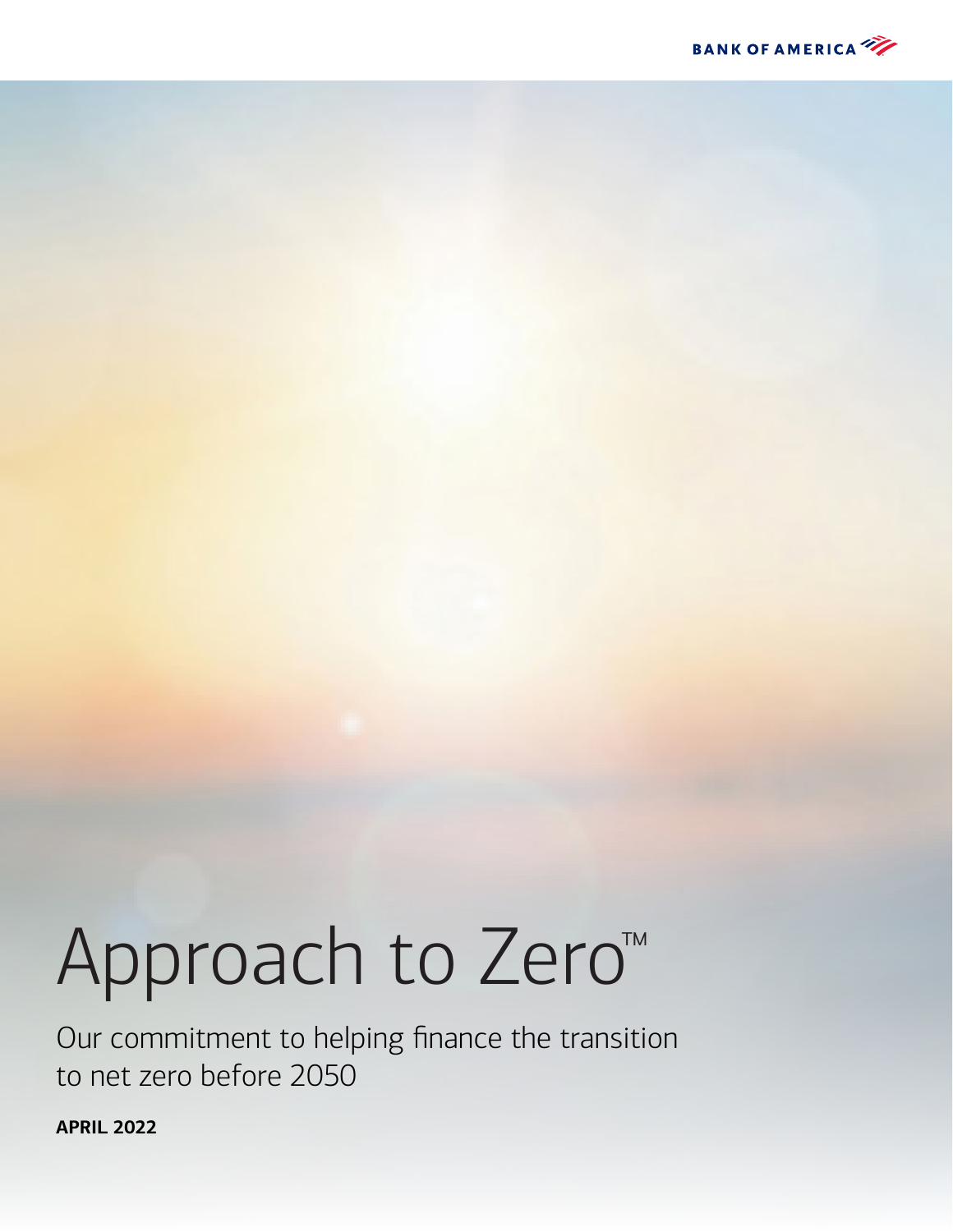BANK OF AMERICA

# Approach to Zero™

Our commitment to helping finance the transition to net zero before 2050

**APRIL 2022**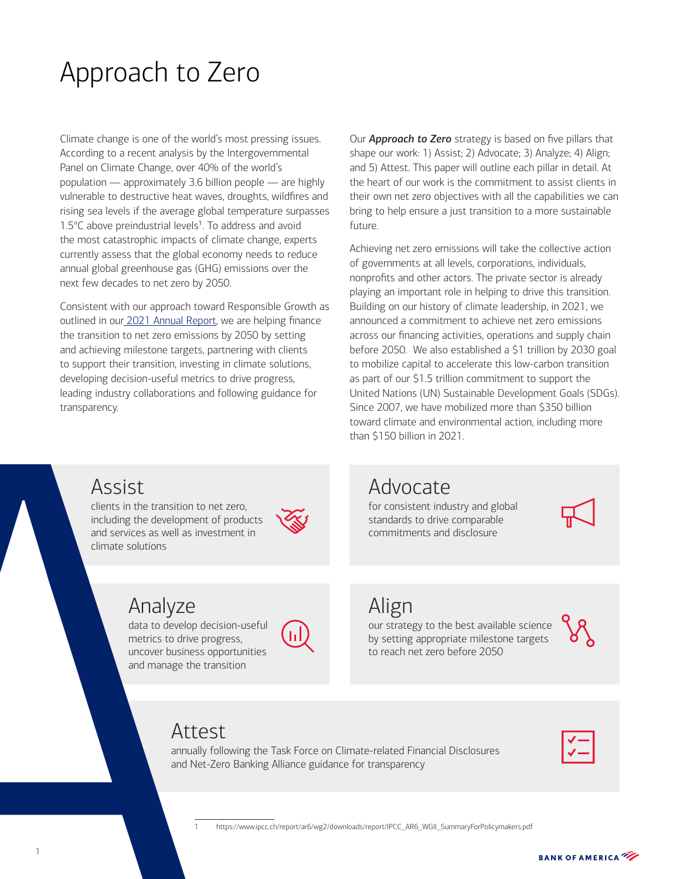# Approach to Zero

Climate change is one of the world's most pressing issues. According to a recent analysis by the Intergovernmental Panel on Climate Change, over 40% of the world's population — approximately 3.6 billion people — are highly vulnerable to destructive heat waves, droughts, wildfires and rising sea levels if the average global temperature surpasses 1.5°C above preindustrial levels[1]. To address and avoid the most catastrophic impacts of climate change, experts currently assess that the global economy needs to reduce annual global greenhouse gas (GHG) emissions over the next few decades to net zero by 2050.

Consistent with our approach toward Responsible Growth as outlined in our 2021 Annual Report, we are helping finance the transition to net zero emissions by 2050 by setting and achieving milestone targets, partnering with clients to support their transition, investing in climate solutions, developing decision-useful metrics to drive progress, leading industry collaborations and following guidance for transparency.

Our ***Approach to Zero*** strategy is based on five pillars that shape our work: 1) Assist; 2) Advocate; 3) Analyze; 4) Align; and 5) Attest. This paper will outline each pillar in detail. At the heart of our work is the commitment to assist clients in their own net zero objectives with all the capabilities we can bring to help ensure a just transition to a more sustainable future.

Achieving net zero emissions will take the collective action of governments at all levels, corporations, individuals, nonprofits and other actors. The private sector is already playing an important role in helping to drive this transition. Building on our history of climate leadership, in 2021, we announced a commitment to achieve net zero emissions across our financing activities, operations and supply chain before 2050. We also established a $1 trillion by 2030 goal to mobilize capital to accelerate this low-carbon transition as part of our $1.5 trillion commitment to support the United Nations (UN) Sustainable Development Goals (SDGs). Since 2007, we have mobilized more than $350 billion toward climate and environmental action, including more than $150 billion in 2021.

## Assist

clients in the transition to net zero, including the development of products and services as well as investment in climate solutions

## Advocate

for consistent industry and global standards to drive comparable commitments and disclosure

## Analyze

data to develop decision-useful metrics to drive progress, uncover business opportunities and manage the transition

## Align

our strategy to the best available science by setting appropriate milestone targets to reach net zero before 2050

## Attest

annually following the Task Force on Climate-related Financial Disclosures and Net-Zero Banking Alliance guidance for transparency

1 https://www.ipcc.ch/report/ar6/wg2/downloads/report/IPCC_AR6_WGII_SummaryForPolicymakers.pdf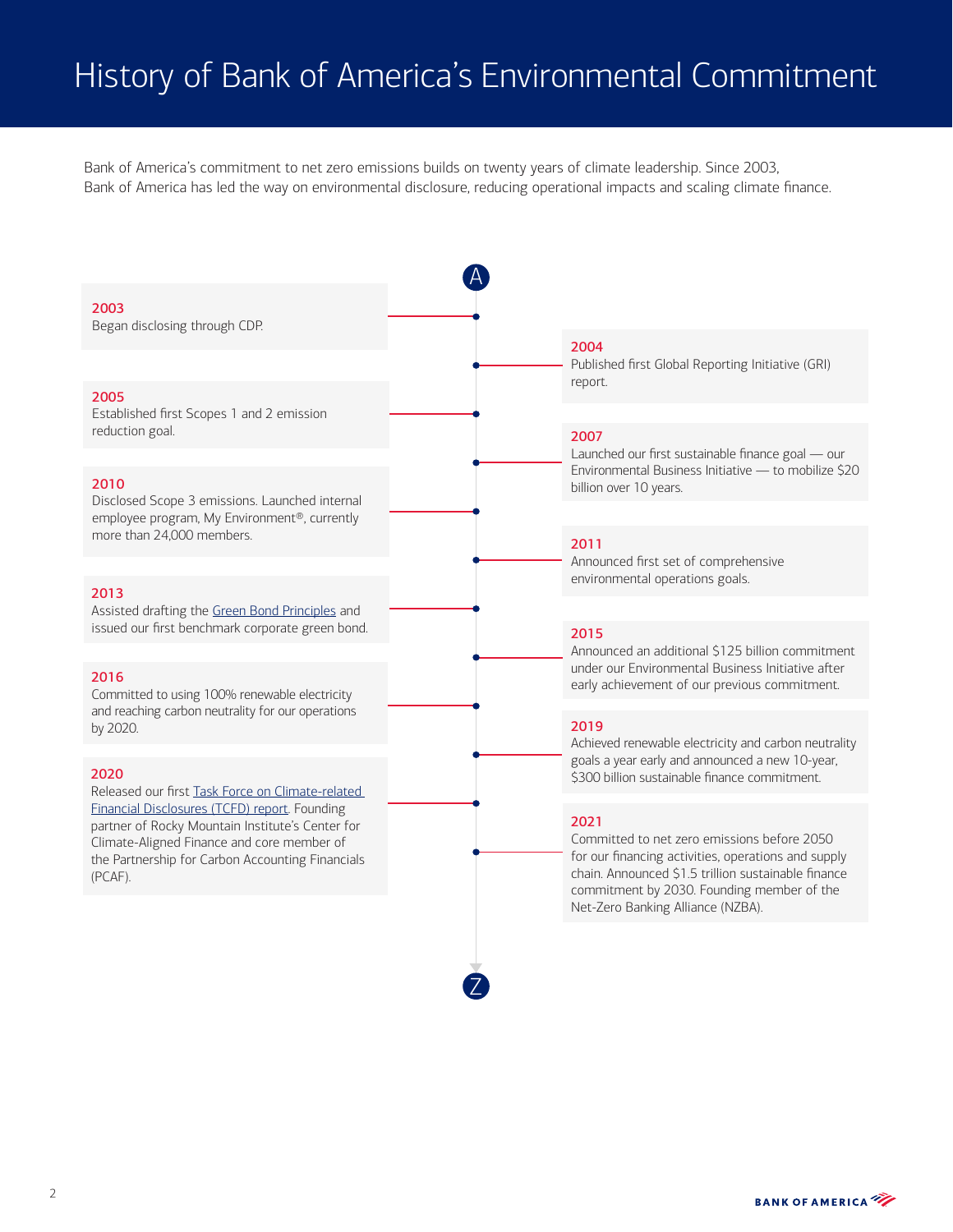# History of Bank of America's Environmental Commitment

Bank of America's commitment to net zero emissions builds on twenty years of climate leadership. Since 2003, Bank of America has led the way on environmental disclosure, reducing operational impacts and scaling climate finance.

**2003**
Began disclosing through CDP.

**2004**
Published first Global Reporting Initiative (GRI) report.

**2005**
Established first Scopes 1 and 2 emission reduction goal.

**2007**
Launched our first sustainable finance goal — our Environmental Business Initiative — to mobilize $20 billion over 10 years.

**2010**
Disclosed Scope 3 emissions. Launched internal employee program, My Environment®, currently more than 24,000 members.

**2011**
Announced first set of comprehensive environmental operations goals.

**2013**
Assisted drafting the Green Bond Principles and issued our first benchmark corporate green bond.

**2015**
Announced an additional $125 billion commitment under our Environmental Business Initiative after early achievement of our previous commitment.

**2016**
Committed to using 100% renewable electricity and reaching carbon neutrality for our operations by 2020.

**2019**
Achieved renewable electricity and carbon neutrality goals a year early and announced a new 10-year, $300 billion sustainable finance commitment.

**2020**
Released our first Task Force on Climate-related Financial Disclosures (TCFD) report. Founding partner of Rocky Mountain Institute's Center for Climate-Aligned Finance and core member of the Partnership for Carbon Accounting Financials (PCAF).

**2021**
Committed to net zero emissions before 2050 for our financing activities, operations and supply chain. Announced $1.5 trillion sustainable finance commitment by 2030. Founding member of the Net-Zero Banking Alliance (NZBA).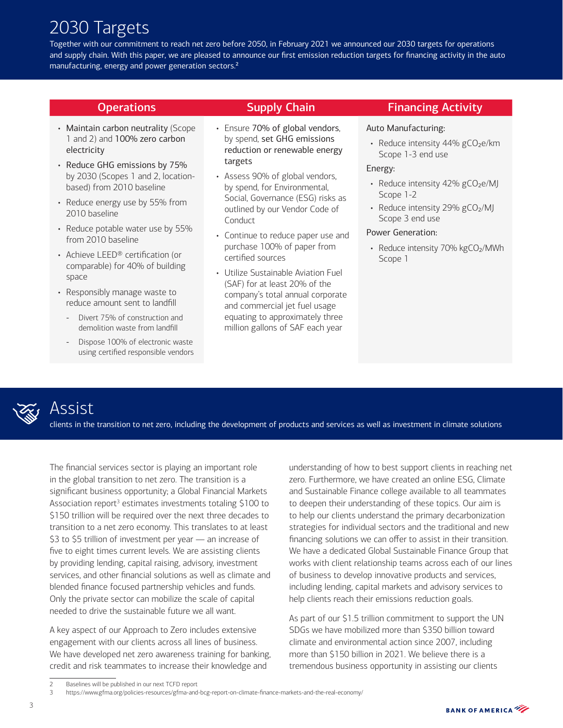# 2030 Targets

Together with our commitment to reach net zero before 2050, in February 2021 we announced our 2030 targets for operations and supply chain. With this paper, we are pleased to announce our first emission reduction targets for financing activity in the auto manufacturing, energy and power generation sectors.[2]

## Operations

- **Maintain carbon neutrality** (Scope 1 and 2) and **100% zero carbon** electricity
- **Reduce GHG emissions by 75%** by 2030 (Scopes 1 and 2, location-based) from 2010 baseline
- Reduce energy use by 55% from 2010 baseline
- Reduce potable water use by 55% from 2010 baseline
- Achieve LEED® certification (or comparable) for 40% of building space
- Responsibly manage waste to reduce amount sent to landfill
  - Divert 75% of construction and demolition waste from landfill
  - Dispose 100% of electronic waste using certified responsible vendors

## Supply Chain

- Ensure **70% of global vendors**, by spend, **set GHG emissions reduction or renewable energy targets**
- Assess 90% of global vendors, by spend, for Environmental, Social, Governance (ESG) risks as outlined by our Vendor Code of Conduct
- Continue to reduce paper use and purchase 100% of paper from certified sources
- Utilize Sustainable Aviation Fuel (SAF) for at least 20% of the company's total annual corporate and commercial jet fuel usage equating to approximately three million gallons of SAF each year

## Financing Activity

Auto Manufacturing:

- Reduce intensity 44% $gCO_2e/km$ Scope 1-3 end use

Energy:

- Reduce intensity 42% $gCO_2e/MJ$ Scope 1-2
- Reduce intensity 29% $gCO_2/MJ$ Scope 3 end use

Power Generation:

- Reduce intensity 70% $kgCO_2/MWh$ Scope 1

# Assist

clients in the transition to net zero, including the development of products and services as well as investment in climate solutions

The financial services sector is playing an important role in the global transition to net zero. The transition is a significant business opportunity; a Global Financial Markets Association report[3] estimates investments totaling $100 to $150 trillion will be required over the next three decades to transition to a net zero economy. This translates to at least $3 to $5 trillion of investment per year — an increase of five to eight times current levels. We are assisting clients by providing lending, capital raising, advisory, investment services, and other financial solutions as well as climate and blended finance focused partnership vehicles and funds. Only the private sector can mobilize the scale of capital needed to drive the sustainable future we all want.

A key aspect of our Approach to Zero includes extensive engagement with our clients across all lines of business. We have developed net zero awareness training for banking, credit and risk teammates to increase their knowledge and understanding of how to best support clients in reaching net zero. Furthermore, we have created an online ESG, Climate and Sustainable Finance college available to all teammates to deepen their understanding of these topics. Our aim is to help our clients understand the primary decarbonization strategies for individual sectors and the traditional and new financing solutions we can offer to assist in their transition. We have a dedicated Global Sustainable Finance Group that works with client relationship teams across each of our lines of business to develop innovative products and services, including lending, capital markets and advisory services to help clients reach their emissions reduction goals.

As part of our $1.5 trillion commitment to support the UN SDGs we have mobilized more than $350 billion toward climate and environmental action since 2007, including more than $150 billion in 2021. We believe there is a tremendous business opportunity in assisting our clients

---

2 Baselines will be published in our next TCFD report

3 https://www.gfma.org/policies-resources/gfma-and-bcg-report-on-climate-finance-markets-and-the-real-economy/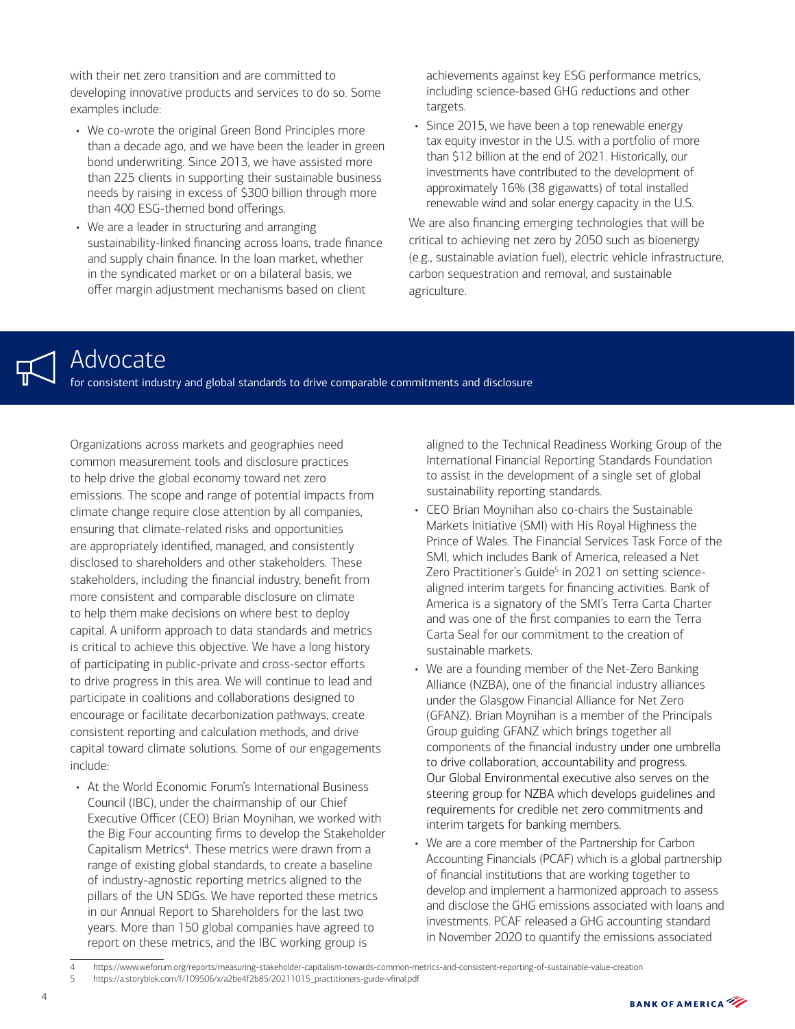with their net zero transition and are committed to developing innovative products and services to do so. Some examples include:

- We co-wrote the original Green Bond Principles more than a decade ago, and we have been the leader in green bond underwriting. Since 2013, we have assisted more than 225 clients in supporting their sustainable business needs by raising in excess of $300 billion through more than 400 ESG-themed bond offerings.
- We are a leader in structuring and arranging sustainability-linked financing across loans, trade finance and supply chain finance. In the loan market, whether in the syndicated market or on a bilateral basis, we offer margin adjustment mechanisms based on client achievements against key ESG performance metrics, including science-based GHG reductions and other targets.
- Since 2015, we have been a top renewable energy tax equity investor in the U.S. with a portfolio of more than $12 billion at the end of 2021. Historically, our investments have contributed to the development of approximately 16% (38 gigawatts) of total installed renewable wind and solar energy capacity in the U.S.

We are also financing emerging technologies that will be critical to achieving net zero by 2050 such as bioenergy (e.g., sustainable aviation fuel), electric vehicle infrastructure, carbon sequestration and removal, and sustainable agriculture.

## Advocate

for consistent industry and global standards to drive comparable commitments and disclosure

Organizations across markets and geographies need common measurement tools and disclosure practices to help drive the global economy toward net zero emissions. The scope and range of potential impacts from climate change require close attention by all companies, ensuring that climate-related risks and opportunities are appropriately identified, managed, and consistently disclosed to shareholders and other stakeholders. These stakeholders, including the financial industry, benefit from more consistent and comparable disclosure on climate to help them make decisions on where best to deploy capital. A uniform approach to data standards and metrics is critical to achieve this objective. We have a long history of participating in public-private and cross-sector efforts to drive progress in this area. We will continue to lead and participate in coalitions and collaborations designed to encourage or facilitate decarbonization pathways, create consistent reporting and calculation methods, and drive capital toward climate solutions. Some of our engagements include:

- At the World Economic Forum's International Business Council (IBC), under the chairmanship of our Chief Executive Officer (CEO) Brian Moynihan, we worked with the Big Four accounting firms to develop the Stakeholder Capitalism Metrics[4]. These metrics were drawn from a range of existing global standards, to create a baseline of industry-agnostic reporting metrics aligned to the pillars of the UN SDGs. We have reported these metrics in our Annual Report to Shareholders for the last two years. More than 150 global companies have agreed to report on these metrics, and the IBC working group is aligned to the Technical Readiness Working Group of the International Financial Reporting Standards Foundation to assist in the development of a single set of global sustainability reporting standards.
- CEO Brian Moynihan also co-chairs the Sustainable Markets Initiative (SMI) with His Royal Highness the Prince of Wales. The Financial Services Task Force of the SMI, which includes Bank of America, released a Net Zero Practitioner's Guide[5] in 2021 on setting science-aligned interim targets for financing activities. Bank of America is a signatory of the SMI's Terra Carta Charter and was one of the first companies to earn the Terra Carta Seal for our commitment to the creation of sustainable markets.
- We are a founding member of the Net-Zero Banking Alliance (NZBA), one of the financial industry alliances under the Glasgow Financial Alliance for Net Zero (GFANZ). Brian Moynihan is a member of the Principals Group guiding GFANZ which brings together all components of the financial industry under one umbrella to drive collaboration, accountability and progress. Our Global Environmental executive also serves on the steering group for NZBA which develops guidelines and requirements for credible net zero commitments and interim targets for banking members.
- We are a core member of the Partnership for Carbon Accounting Financials (PCAF) which is a global partnership of financial institutions that are working together to develop and implement a harmonized approach to assess and disclose the GHG emissions associated with loans and investments. PCAF released a GHG accounting standard in November 2020 to quantify the emissions associated

4 https://www.weforum.org/reports/measuring-stakeholder-capitalism-towards-common-metrics-and-consistent-reporting-of-sustainable-value-creation
5 https://a.storyblok.com/f/109506/x/a2be4f2b85/20211015_practitioners-guide-vfinal.pdf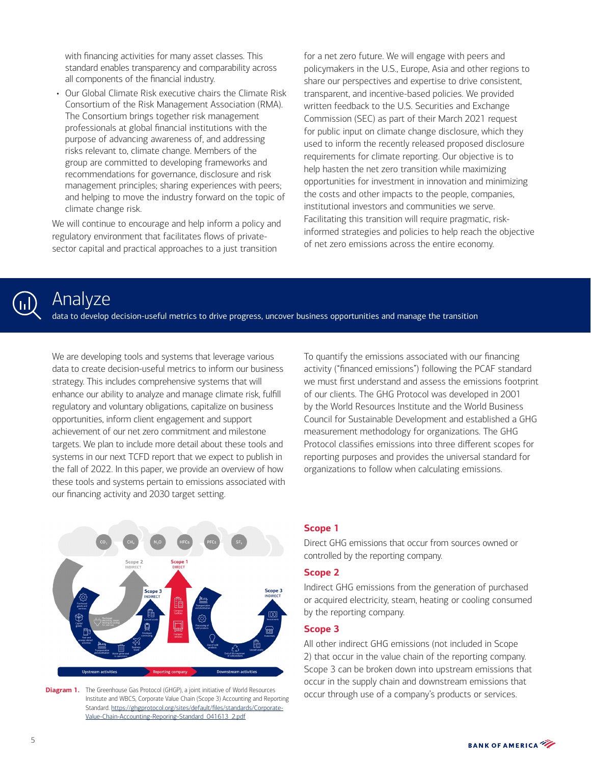with financing activities for many asset classes. This standard enables transparency and comparability across all components of the financial industry.

- Our Global Climate Risk executive chairs the Climate Risk Consortium of the Risk Management Association (RMA). The Consortium brings together risk management professionals at global financial institutions with the purpose of advancing awareness of, and addressing risks relevant to, climate change. Members of the group are committed to developing frameworks and recommendations for governance, disclosure and risk management principles; sharing experiences with peers; and helping to move the industry forward on the topic of climate change risk.

We will continue to encourage and help inform a policy and regulatory environment that facilitates flows of private-sector capital and practical approaches to a just transition for a net zero future. We will engage with peers and policymakers in the U.S., Europe, Asia and other regions to share our perspectives and expertise to drive consistent, transparent, and incentive-based policies. We provided written feedback to the U.S. Securities and Exchange Commission (SEC) as part of their March 2021 request for public input on climate change disclosure, which they used to inform the recently released proposed disclosure requirements for climate reporting. Our objective is to help hasten the net zero transition while maximizing opportunities for investment in innovation and minimizing the costs and other impacts to the people, companies, institutional investors and communities we serve. Facilitating this transition will require pragmatic, risk-informed strategies and policies to help reach the objective of net zero emissions across the entire economy.

# Analyze

data to develop decision-useful metrics to drive progress, uncover business opportunities and manage the transition

We are developing tools and systems that leverage various data to create decision-useful metrics to inform our business strategy. This includes comprehensive systems that will enhance our ability to analyze and manage climate risk, fulfill regulatory and voluntary obligations, capitalize on business opportunities, inform client engagement and support achievement of our net zero commitment and milestone targets. We plan to include more detail about these tools and systems in our next TCFD report that we expect to publish in the fall of 2022. In this paper, we provide an overview of how these tools and systems pertain to emissions associated with our financing activity and 2030 target setting.

To quantify the emissions associated with our financing activity ("financed emissions") following the PCAF standard we must first understand and assess the emissions footprint of our clients. The GHG Protocol was developed in 2001 by the World Resources Institute and the World Business Council for Sustainable Development and established a GHG measurement methodology for organizations. The GHG Protocol classifies emissions into three different scopes for reporting purposes and provides the universal standard for organizations to follow when calculating emissions.

**Diagram 1.** The Greenhouse Gas Protocol (GHGP), a joint initiative of World Resources Institute and WBCS, Corporate Value Chain (Scope 3) Accounting and Reporting Standard. https://ghgprotocol.org/sites/default/files/standards/Corporate-Value-Chain-Accounting-Reporing-Standard_041613_2.pdf

### Scope 1

Direct GHG emissions that occur from sources owned or controlled by the reporting company.

### Scope 2

Indirect GHG emissions from the generation of purchased or acquired electricity, steam, heating or cooling consumed by the reporting company.

### Scope 3

All other indirect GHG emissions (not included in Scope 2) that occur in the value chain of the reporting company. Scope 3 can be broken down into upstream emissions that occur in the supply chain and downstream emissions that occur through use of a company's products or services.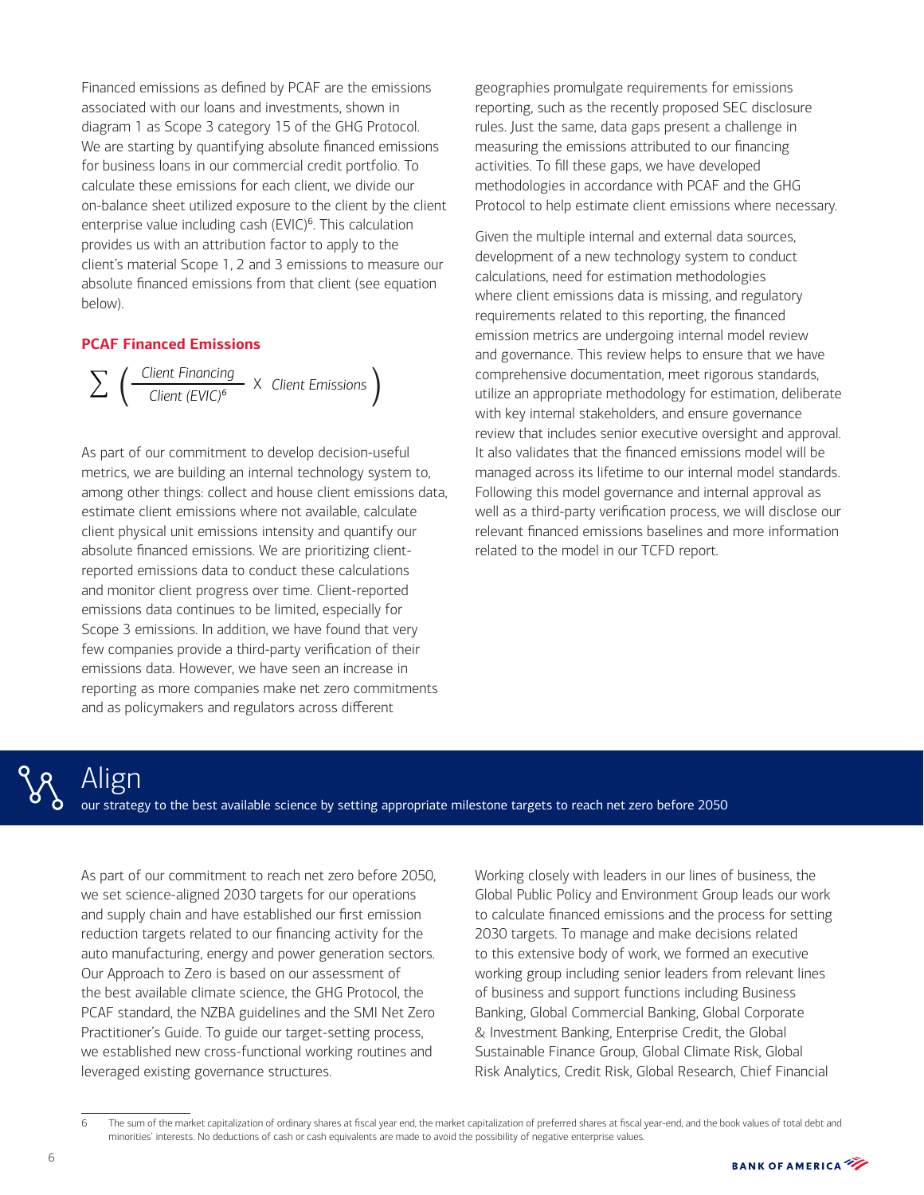Financed emissions as defined by PCAF are the emissions associated with our loans and investments, shown in diagram 1 as Scope 3 category 15 of the GHG Protocol. We are starting by quantifying absolute financed emissions for business loans in our commercial credit portfolio. To calculate these emissions for each client, we divide our on-balance sheet utilized exposure to the client by the client enterprise value including cash (EVIC)[6]. This calculation provides us with an attribution factor to apply to the client's material Scope 1, 2 and 3 emissions to measure our absolute financed emissions from that client (see equation below).

**PCAF Financed Emissions**

$$\sum \left( \frac{\textit{Client Financing}}{\textit{Client (EVIC)}^{6}} \times \textit{Client Emissions} \right)$$

As part of our commitment to develop decision-useful metrics, we are building an internal technology system to, among other things: collect and house client emissions data, estimate client emissions where not available, calculate client physical unit emissions intensity and quantify our absolute financed emissions. We are prioritizing client-reported emissions data to conduct these calculations and monitor client progress over time. Client-reported emissions data continues to be limited, especially for Scope 3 emissions. In addition, we have found that very few companies provide a third-party verification of their emissions data. However, we have seen an increase in reporting as more companies make net zero commitments and as policymakers and regulators across different geographies promulgate requirements for emissions reporting, such as the recently proposed SEC disclosure rules. Just the same, data gaps present a challenge in measuring the emissions attributed to our financing activities. To fill these gaps, we have developed methodologies in accordance with PCAF and the GHG Protocol to help estimate client emissions where necessary.

Given the multiple internal and external data sources, development of a new technology system to conduct calculations, need for estimation methodologies where client emissions data is missing, and regulatory requirements related to this reporting, the financed emission metrics are undergoing internal model review and governance. This review helps to ensure that we have comprehensive documentation, meet rigorous standards, utilize an appropriate methodology for estimation, deliberate with key internal stakeholders, and ensure governance review that includes senior executive oversight and approval. It also validates that the financed emissions model will be managed across its lifetime to our internal model standards. Following this model governance and internal approval as well as a third-party verification process, we will disclose our relevant financed emissions baselines and more information related to the model in our TCFD report.

## Align

our strategy to the best available science by setting appropriate milestone targets to reach net zero before 2050

As part of our commitment to reach net zero before 2050, we set science-aligned 2030 targets for our operations and supply chain and have established our first emission reduction targets related to our financing activity for the auto manufacturing, energy and power generation sectors. Our Approach to Zero is based on our assessment of the best available climate science, the GHG Protocol, the PCAF standard, the NZBA guidelines and the SMI Net Zero Practitioner's Guide. To guide our target-setting process, we established new cross-functional working routines and leveraged existing governance structures.

Working closely with leaders in our lines of business, the Global Public Policy and Environment Group leads our work to calculate financed emissions and the process for setting 2030 targets. To manage and make decisions related to this extensive body of work, we formed an executive working group including senior leaders from relevant lines of business and support functions including Business Banking, Global Commercial Banking, Global Corporate & Investment Banking, Enterprise Credit, the Global Sustainable Finance Group, Global Climate Risk, Global Risk Analytics, Credit Risk, Global Research, Chief Financial

---

6 The sum of the market capitalization of ordinary shares at fiscal year end, the market capitalization of preferred shares at fiscal year-end, and the book values of total debt and minorities' interests. No deductions of cash or cash equivalents are made to avoid the possibility of negative enterprise values.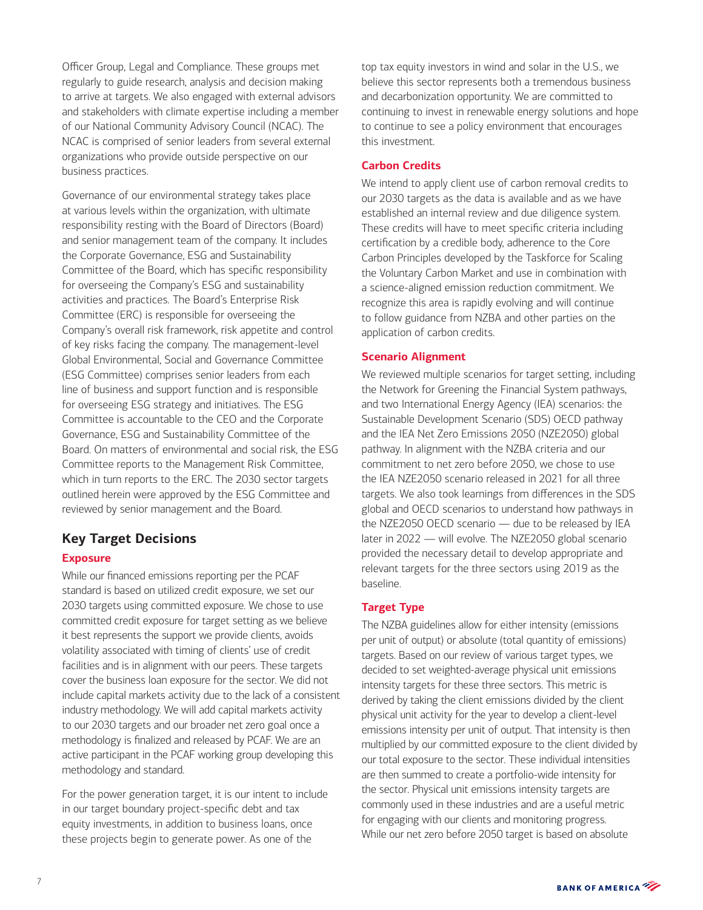Officer Group, Legal and Compliance. These groups met regularly to guide research, analysis and decision making to arrive at targets. We also engaged with external advisors and stakeholders with climate expertise including a member of our National Community Advisory Council (NCAC). The NCAC is comprised of senior leaders from several external organizations who provide outside perspective on our business practices.

Governance of our environmental strategy takes place at various levels within the organization, with ultimate responsibility resting with the Board of Directors (Board) and senior management team of the company. It includes the Corporate Governance, ESG and Sustainability Committee of the Board, which has specific responsibility for overseeing the Company's ESG and sustainability activities and practices. The Board's Enterprise Risk Committee (ERC) is responsible for overseeing the Company's overall risk framework, risk appetite and control of key risks facing the company. The management-level Global Environmental, Social and Governance Committee (ESG Committee) comprises senior leaders from each line of business and support function and is responsible for overseeing ESG strategy and initiatives. The ESG Committee is accountable to the CEO and the Corporate Governance, ESG and Sustainability Committee of the Board. On matters of environmental and social risk, the ESG Committee reports to the Management Risk Committee, which in turn reports to the ERC. The 2030 sector targets outlined herein were approved by the ESG Committee and reviewed by senior management and the Board.

## Key Target Decisions

### Exposure

While our financed emissions reporting per the PCAF standard is based on utilized credit exposure, we set our 2030 targets using committed exposure. We chose to use committed credit exposure for target setting as we believe it best represents the support we provide clients, avoids volatility associated with timing of clients' use of credit facilities and is in alignment with our peers. These targets cover the business loan exposure for the sector. We did not include capital markets activity due to the lack of a consistent industry methodology. We will add capital markets activity to our 2030 targets and our broader net zero goal once a methodology is finalized and released by PCAF. We are an active participant in the PCAF working group developing this methodology and standard.

For the power generation target, it is our intent to include in our target boundary project-specific debt and tax equity investments, in addition to business loans, once these projects begin to generate power. As one of the top tax equity investors in wind and solar in the U.S., we believe this sector represents both a tremendous business and decarbonization opportunity. We are committed to continuing to invest in renewable energy solutions and hope to continue to see a policy environment that encourages this investment.

### Carbon Credits

We intend to apply client use of carbon removal credits to our 2030 targets as the data is available and as we have established an internal review and due diligence system. These credits will have to meet specific criteria including certification by a credible body, adherence to the Core Carbon Principles developed by the Taskforce for Scaling the Voluntary Carbon Market and use in combination with a science-aligned emission reduction commitment. We recognize this area is rapidly evolving and will continue to follow guidance from NZBA and other parties on the application of carbon credits.

### Scenario Alignment

We reviewed multiple scenarios for target setting, including the Network for Greening the Financial System pathways, and two International Energy Agency (IEA) scenarios: the Sustainable Development Scenario (SDS) OECD pathway and the IEA Net Zero Emissions 2050 (NZE2050) global pathway. In alignment with the NZBA criteria and our commitment to net zero before 2050, we chose to use the IEA NZE2050 scenario released in 2021 for all three targets. We also took learnings from differences in the SDS global and OECD scenarios to understand how pathways in the NZE2050 OECD scenario — due to be released by IEA later in 2022 — will evolve. The NZE2050 global scenario provided the necessary detail to develop appropriate and relevant targets for the three sectors using 2019 as the baseline.

### Target Type

The NZBA guidelines allow for either intensity (emissions per unit of output) or absolute (total quantity of emissions) targets. Based on our review of various target types, we decided to set weighted-average physical unit emissions intensity targets for these three sectors. This metric is derived by taking the client emissions divided by the client physical unit activity for the year to develop a client-level emissions intensity per unit of output. That intensity is then multiplied by our committed exposure to the client divided by our total exposure to the sector. These individual intensities are then summed to create a portfolio-wide intensity for the sector. Physical unit emissions intensity targets are commonly used in these industries and are a useful metric for engaging with our clients and monitoring progress. While our net zero before 2050 target is based on absolute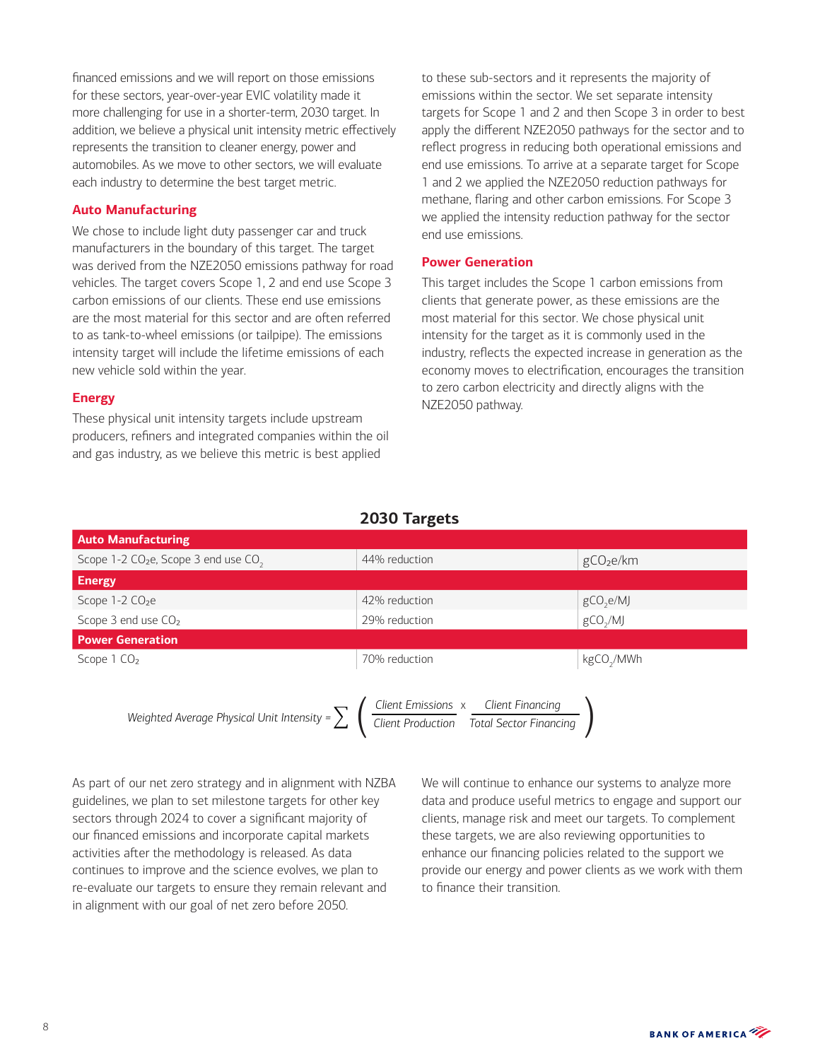financed emissions and we will report on those emissions for these sectors, year-over-year EVIC volatility made it more challenging for use in a shorter-term, 2030 target. In addition, we believe a physical unit intensity metric effectively represents the transition to cleaner energy, power and automobiles. As we move to other sectors, we will evaluate each industry to determine the best target metric.

### Auto Manufacturing

We chose to include light duty passenger car and truck manufacturers in the boundary of this target. The target was derived from the NZE2050 emissions pathway for road vehicles. The target covers Scope 1, 2 and end use Scope 3 carbon emissions of our clients. These end use emissions are the most material for this sector and are often referred to as tank-to-wheel emissions (or tailpipe). The emissions intensity target will include the lifetime emissions of each new vehicle sold within the year.

### Energy

These physical unit intensity targets include upstream producers, refiners and integrated companies within the oil and gas industry, as we believe this metric is best applied to these sub-sectors and it represents the majority of emissions within the sector. We set separate intensity targets for Scope 1 and 2 and then Scope 3 in order to best apply the different NZE2050 pathways for the sector and to reflect progress in reducing both operational emissions and end use emissions. To arrive at a separate target for Scope 1 and 2 we applied the NZE2050 reduction pathways for methane, flaring and other carbon emissions. For Scope 3 we applied the intensity reduction pathway for the sector end use emissions.

### Power Generation

This target includes the Scope 1 carbon emissions from clients that generate power, as these emissions are the most material for this sector. We chose physical unit intensity for the target as it is commonly used in the industry, reflects the expected increase in generation as the economy moves to electrification, encourages the transition to zero carbon electricity and directly aligns with the NZE2050 pathway.

## 2030 Targets

| Auto Manufacturing | | |
|---|---|---|
| Scope 1-2 $CO_2e$, Scope 3 end use $CO_2$ | 44% reduction | $gCO_2e/km$ |
| **Energy** | | |
| Scope 1-2 $CO_2e$ | 42% reduction | $gCO_2e/MJ$ |
| Scope 3 end use $CO_2$ | 29% reduction | $gCO_2/MJ$ |
| **Power Generation** | | |
| Scope 1 $CO_2$ | 70% reduction | $kgCO_2/MWh$ |

$$\text{Weighted Average Physical Unit Intensity} = \sum \left( \frac{\text{Client Emissions}}{\text{Client Production}} \times \frac{\text{Client Financing}}{\text{Total Sector Financing}} \right)$$

As part of our net zero strategy and in alignment with NZBA guidelines, we plan to set milestone targets for other key sectors through 2024 to cover a significant majority of our financed emissions and incorporate capital markets activities after the methodology is released. As data continues to improve and the science evolves, we plan to re-evaluate our targets to ensure they remain relevant and in alignment with our goal of net zero before 2050.

We will continue to enhance our systems to analyze more data and produce useful metrics to engage and support our clients, manage risk and meet our targets. To complement these targets, we are also reviewing opportunities to enhance our financing policies related to the support we provide our energy and power clients as we work with them to finance their transition.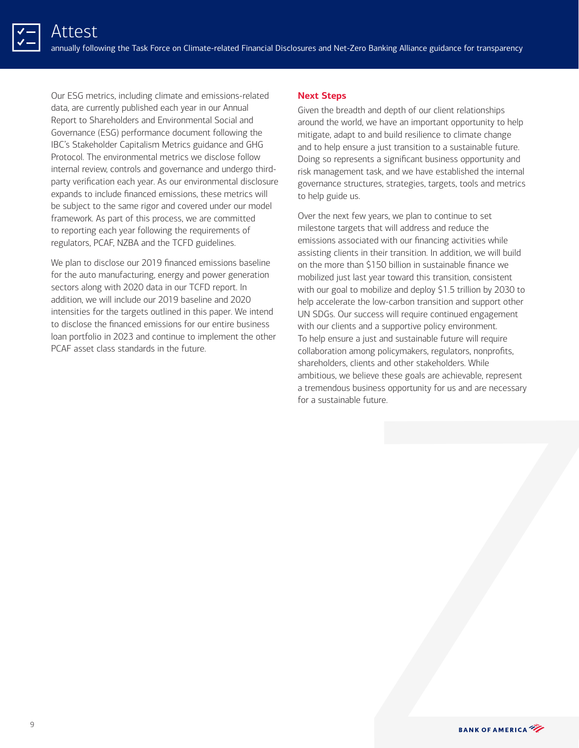# Attest

annually following the Task Force on Climate-related Financial Disclosures and Net-Zero Banking Alliance guidance for transparency

Our ESG metrics, including climate and emissions-related data, are currently published each year in our Annual Report to Shareholders and Environmental Social and Governance (ESG) performance document following the IBC's Stakeholder Capitalism Metrics guidance and GHG Protocol. The environmental metrics we disclose follow internal review, controls and governance and undergo third-party verification each year. As our environmental disclosure expands to include financed emissions, these metrics will be subject to the same rigor and covered under our model framework. As part of this process, we are committed to reporting each year following the requirements of regulators, PCAF, NZBA and the TCFD guidelines.

We plan to disclose our 2019 financed emissions baseline for the auto manufacturing, energy and power generation sectors along with 2020 data in our TCFD report. In addition, we will include our 2019 baseline and 2020 intensities for the targets outlined in this paper. We intend to disclose the financed emissions for our entire business loan portfolio in 2023 and continue to implement the other PCAF asset class standards in the future.

## Next Steps

Given the breadth and depth of our client relationships around the world, we have an important opportunity to help mitigate, adapt to and build resilience to climate change and to help ensure a just transition to a sustainable future. Doing so represents a significant business opportunity and risk management task, and we have established the internal governance structures, strategies, targets, tools and metrics to help guide us.

Over the next few years, we plan to continue to set milestone targets that will address and reduce the emissions associated with our financing activities while assisting clients in their transition. In addition, we will build on the more than $150 billion in sustainable finance we mobilized just last year toward this transition, consistent with our goal to mobilize and deploy $1.5 trillion by 2030 to help accelerate the low-carbon transition and support other UN SDGs. Our success will require continued engagement with our clients and a supportive policy environment. To help ensure a just and sustainable future will require collaboration among policymakers, regulators, nonprofits, shareholders, clients and other stakeholders. While ambitious, we believe these goals are achievable, represent a tremendous business opportunity for us and are necessary for a sustainable future.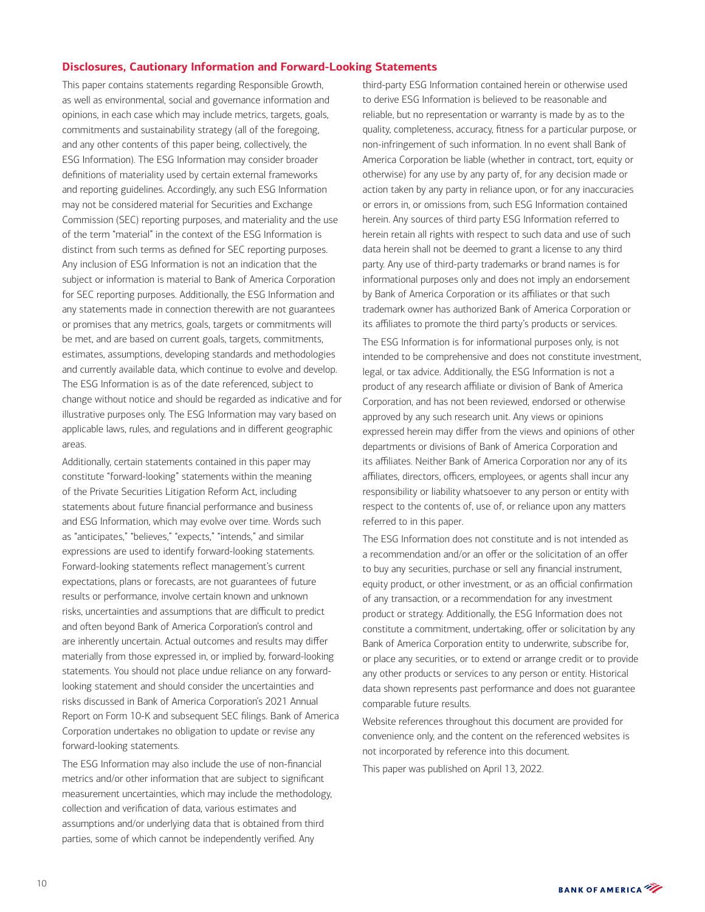## Disclosures, Cautionary Information and Forward-Looking Statements

This paper contains statements regarding Responsible Growth, as well as environmental, social and governance information and opinions, in each case which may include metrics, targets, goals, commitments and sustainability strategy (all of the foregoing, and any other contents of this paper being, collectively, the ESG Information). The ESG Information may consider broader definitions of materiality used by certain external frameworks and reporting guidelines. Accordingly, any such ESG Information may not be considered material for Securities and Exchange Commission (SEC) reporting purposes, and materiality and the use of the term "material" in the context of the ESG Information is distinct from such terms as defined for SEC reporting purposes. Any inclusion of ESG Information is not an indication that the subject or information is material to Bank of America Corporation for SEC reporting purposes. Additionally, the ESG Information and any statements made in connection therewith are not guarantees or promises that any metrics, goals, targets or commitments will be met, and are based on current goals, targets, commitments, estimates, assumptions, developing standards and methodologies and currently available data, which continue to evolve and develop. The ESG Information is as of the date referenced, subject to change without notice and should be regarded as indicative and for illustrative purposes only. The ESG Information may vary based on applicable laws, rules, and regulations and in different geographic areas.

Additionally, certain statements contained in this paper may constitute "forward-looking" statements within the meaning of the Private Securities Litigation Reform Act, including statements about future financial performance and business and ESG Information, which may evolve over time. Words such as "anticipates," "believes," "expects," "intends," and similar expressions are used to identify forward-looking statements. Forward-looking statements reflect management's current expectations, plans or forecasts, are not guarantees of future results or performance, involve certain known and unknown risks, uncertainties and assumptions that are difficult to predict and often beyond Bank of America Corporation's control and are inherently uncertain. Actual outcomes and results may differ materially from those expressed in, or implied by, forward-looking statements. You should not place undue reliance on any forward-looking statement and should consider the uncertainties and risks discussed in Bank of America Corporation's 2021 Annual Report on Form 10-K and subsequent SEC filings. Bank of America Corporation undertakes no obligation to update or revise any forward-looking statements.

The ESG Information may also include the use of non-financial metrics and/or other information that are subject to significant measurement uncertainties, which may include the methodology, collection and verification of data, various estimates and assumptions and/or underlying data that is obtained from third parties, some of which cannot be independently verified. Any third-party ESG Information contained herein or otherwise used to derive ESG Information is believed to be reasonable and reliable, but no representation or warranty is made by as to the quality, completeness, accuracy, fitness for a particular purpose, or non-infringement of such information. In no event shall Bank of America Corporation be liable (whether in contract, tort, equity or otherwise) for any use by any party of, for any decision made or action taken by any party in reliance upon, or for any inaccuracies or errors in, or omissions from, such ESG Information contained herein. Any sources of third party ESG Information referred to herein retain all rights with respect to such data and use of such data herein shall not be deemed to grant a license to any third party. Any use of third-party trademarks or brand names is for informational purposes only and does not imply an endorsement by Bank of America Corporation or its affiliates or that such trademark owner has authorized Bank of America Corporation or its affiliates to promote the third party's products or services.

The ESG Information is for informational purposes only, is not intended to be comprehensive and does not constitute investment, legal, or tax advice. Additionally, the ESG Information is not a product of any research affiliate or division of Bank of America Corporation, and has not been reviewed, endorsed or otherwise approved by any such research unit. Any views or opinions expressed herein may differ from the views and opinions of other departments or divisions of Bank of America Corporation and its affiliates. Neither Bank of America Corporation nor any of its affiliates, directors, officers, employees, or agents shall incur any responsibility or liability whatsoever to any person or entity with respect to the contents of, use of, or reliance upon any matters referred to in this paper.

The ESG Information does not constitute and is not intended as a recommendation and/or an offer or the solicitation of an offer to buy any securities, purchase or sell any financial instrument, equity product, or other investment, or as an official confirmation of any transaction, or a recommendation for any investment product or strategy. Additionally, the ESG Information does not constitute a commitment, undertaking, offer or solicitation by any Bank of America Corporation entity to underwrite, subscribe for, or place any securities, or to extend or arrange credit or to provide any other products or services to any person or entity. Historical data shown represents past performance and does not guarantee comparable future results.

Website references throughout this document are provided for convenience only, and the content on the referenced websites is not incorporated by reference into this document.

This paper was published on April 13, 2022.